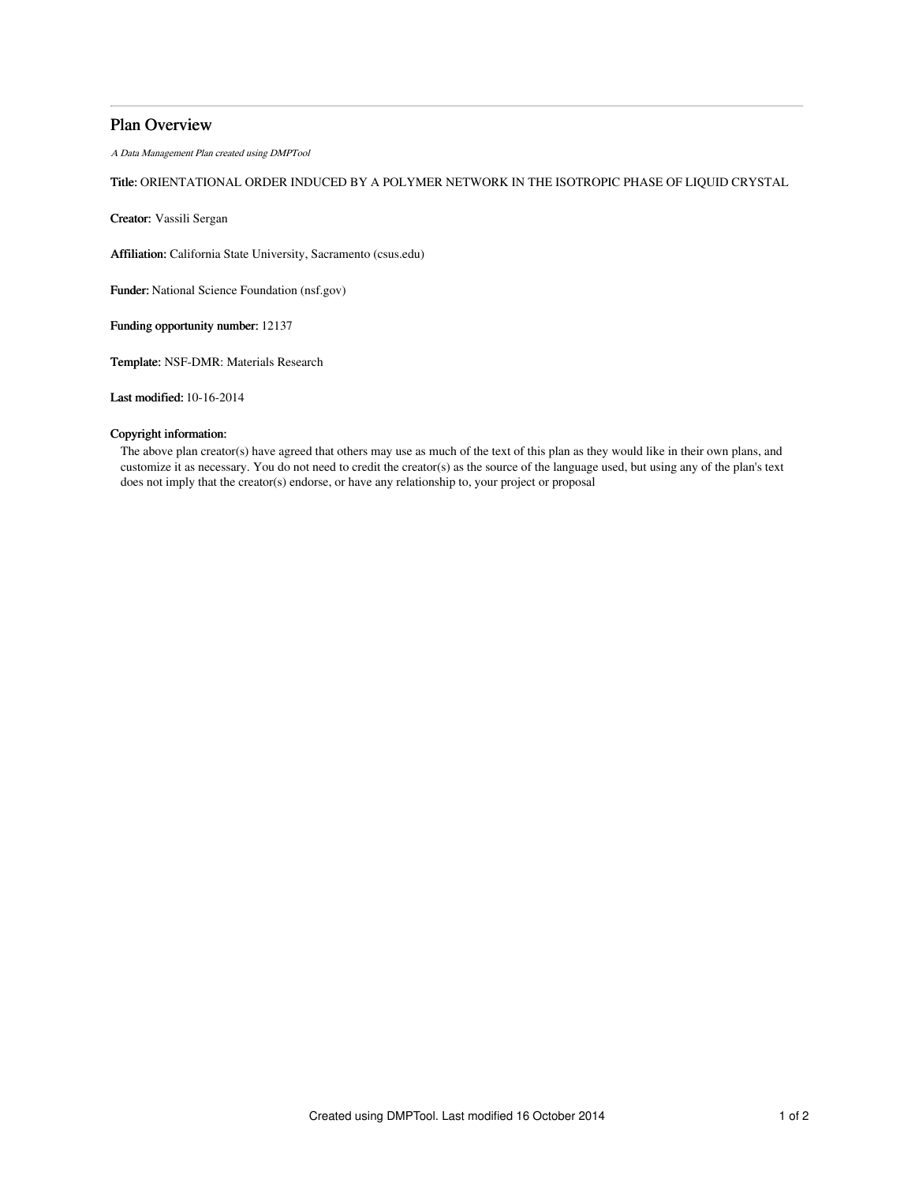# Plan Overview

*A Data Management Plan created using DMPTool*

**Title:** ORIENTATIONAL ORDER INDUCED BY A POLYMER NETWORK IN THE ISOTROPIC PHASE OF LIQUID CRYSTAL

**Creator:** Vassili Sergan

**Affiliation:** California State University, Sacramento (csus.edu)

**Funder:** National Science Foundation (nsf.gov)

**Funding opportunity number:** 12137

**Template:** NSF-DMR: Materials Research

**Last modified:** 10-16-2014

**Copyright information:**

The above plan creator(s) have agreed that others may use as much of the text of this plan as they would like in their own plans, and customize it as necessary. You do not need to credit the creator(s) as the source of the language used, but using any of the plan's text does not imply that the creator(s) endorse, or have any relationship to, your project or proposal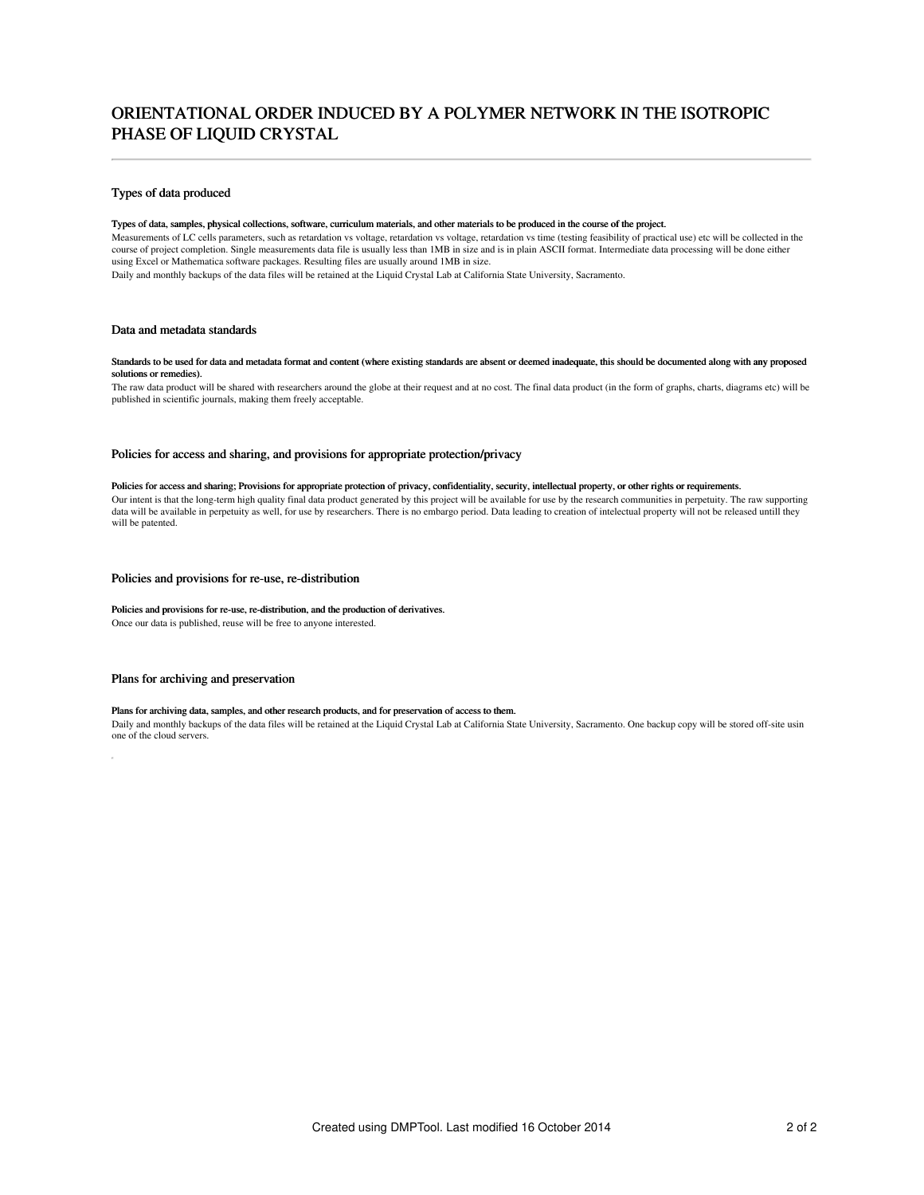# ORIENTATIONAL ORDER INDUCED BY A POLYMER NETWORK IN THE ISOTROPIC PHASE OF LIQUID CRYSTAL

## Types of data produced

**Types of data, samples, physical collections, software, curriculum materials, and other materials to be produced in the course of the project.**

Measurements of LC cells parameters, such as retardation vs voltage, retardation vs voltage, retardation vs time (testing feasibility of practical use) etc will be collected in the course of project completion. Single measurements data file is usually less than 1MB in size and is in plain ASCII format. Intermediate data processing will be done either using Excel or Mathematica software packages. Resulting files are usually around 1MB in size.

Daily and monthly backups of the data files will be retained at the Liquid Crystal Lab at California State University, Sacramento.

## Data and metadata standards

**Standards to be used for data and metadata format and content (where existing standards are absent or deemed inadequate, this should be documented along with any proposed solutions or remedies).**

The raw data product will be shared with researchers around the globe at their request and at no cost. The final data product (in the form of graphs, charts, diagrams etc) will be published in scientific journals, making them freely acceptable.

## Policies for access and sharing, and provisions for appropriate protection/privacy

**Policies for access and sharing; Provisions for appropriate protection of privacy, confidentiality, security, intellectual property, or other rights or requirements.**

Our intent is that the long-term high quality final data product generated by this project will be available for use by the research communities in perpetuity. The raw supporting data will be available in perpetuity as well, for use by researchers. There is no embargo period. Data leading to creation of intelectual property will not be released untill they will be patented.

## Policies and provisions for re-use, re-distribution

**Policies and provisions for re-use, re-distribution, and the production of derivatives.**

Once our data is published, reuse will be free to anyone interested.

## Plans for archiving and preservation

**Plans for archiving data, samples, and other research products, and for preservation of access to them.**

Daily and monthly backups of the data files will be retained at the Liquid Crystal Lab at California State University, Sacramento. One backup copy will be stored off-site usin one of the cloud servers.